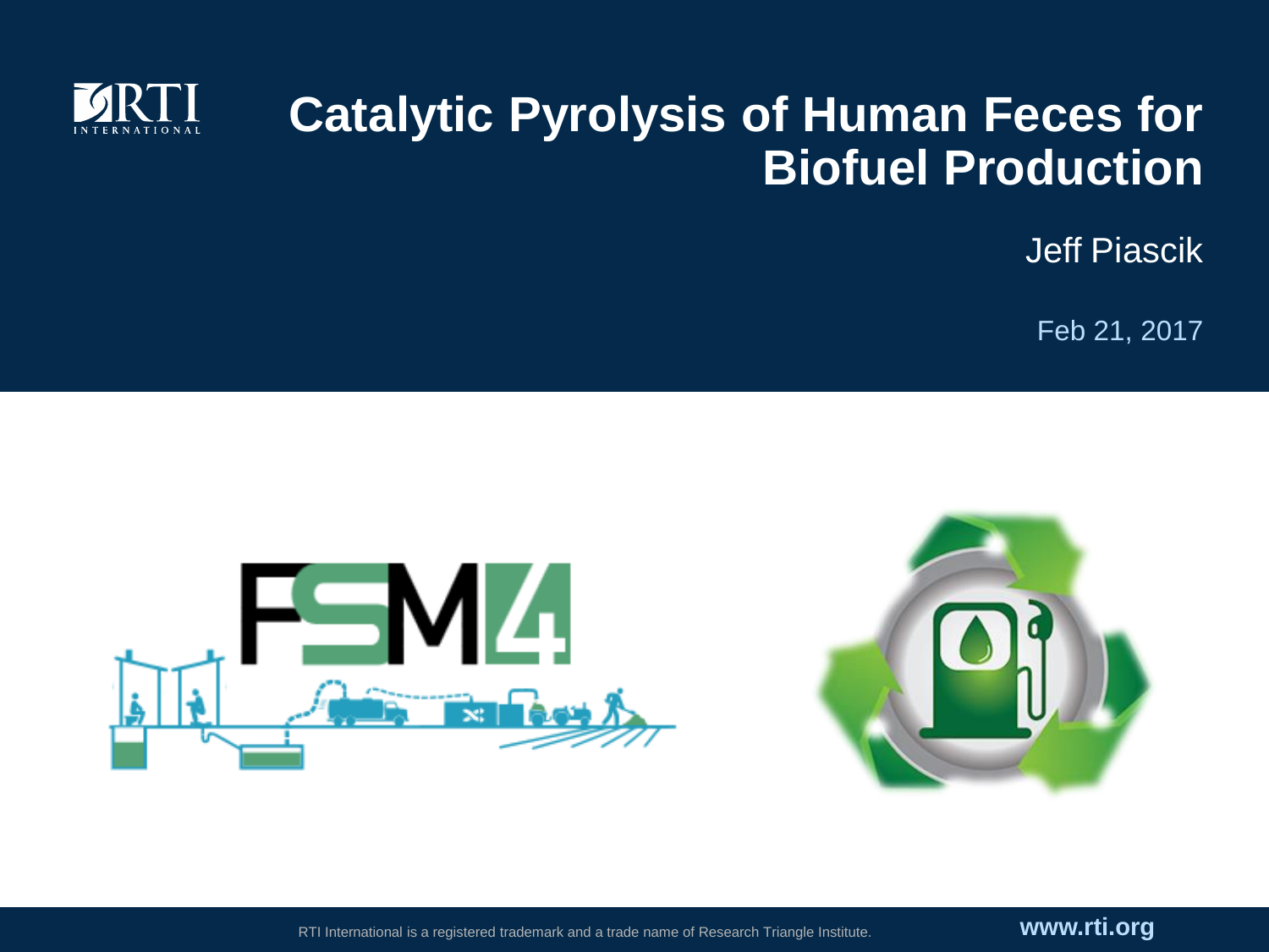# Catalytic Pyrolysis of Human Feces for Biofuel Production

Jeff Piascik

Feb 21, 2017

RTI International is a registered trademark and a trade name of Research Triangle Institute.

www.rti.org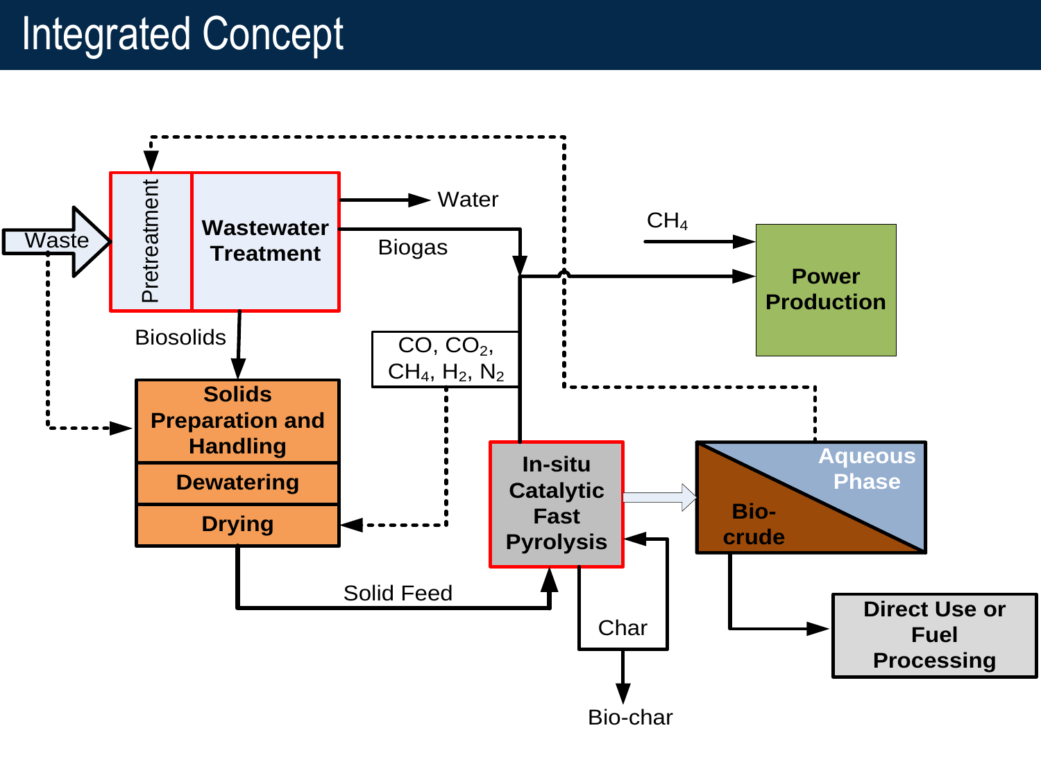# Integrated Concept

- Waste
- Pretreatment
- **Wastewater Treatment**
- Water
- Biogas
- $CH_4$
- **Power Production**
- Biosolids
- $CO$, $CO_2$, $CH_4$, $H_2$, $N_2$
- **Solids Preparation and Handling**
- **Dewatering**
- **Drying**
- **In-situ Catalytic Fast Pyrolysis**
- **Aqueous Phase**
- **Bio-crude**
- Solid Feed
- Char
- Bio-char
- **Direct Use or Fuel Processing**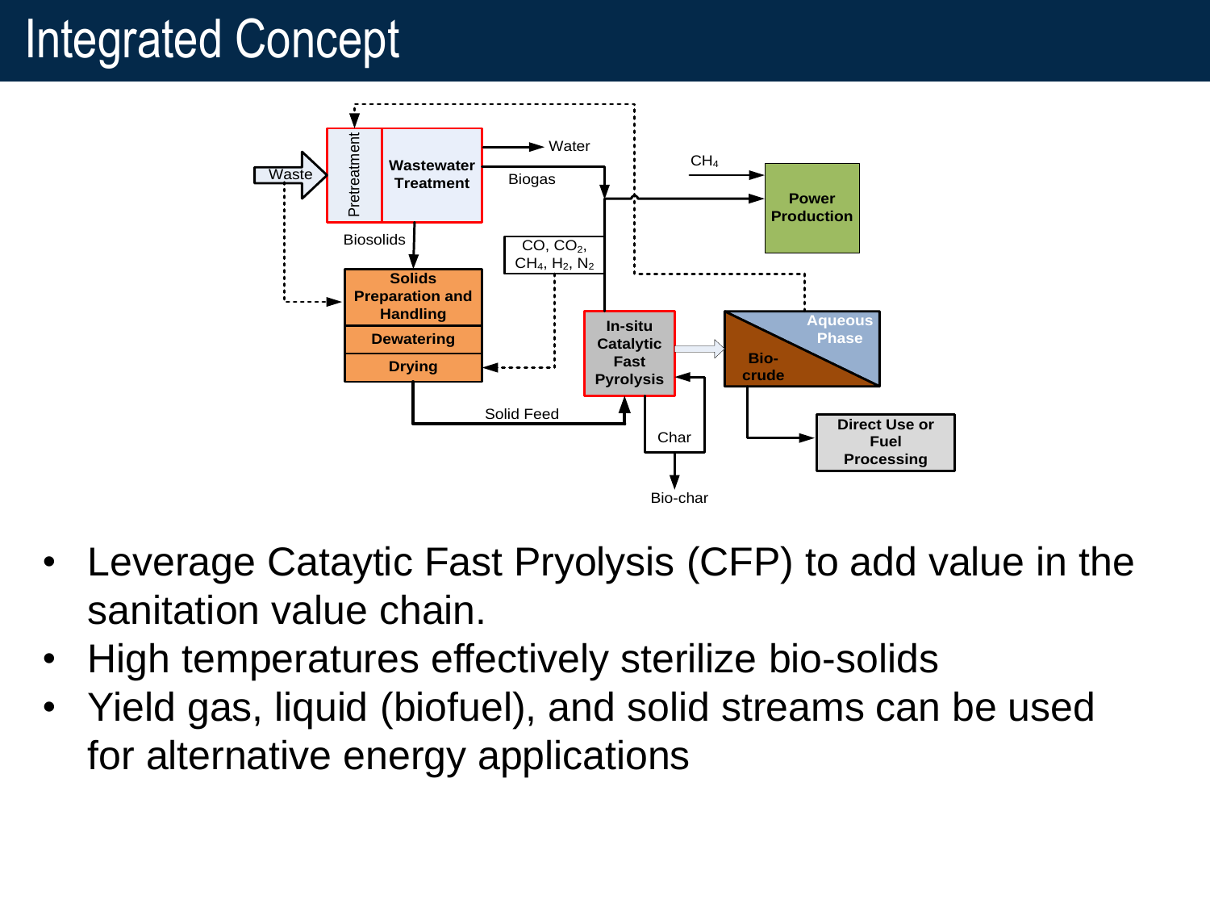# Integrated Concept

- Leverage Cataytic Fast Pryolysis (CFP) to add value in the sanitation value chain.
- High temperatures effectively sterilize bio-solids
- Yield gas, liquid (biofuel), and solid streams can be used for alternative energy applications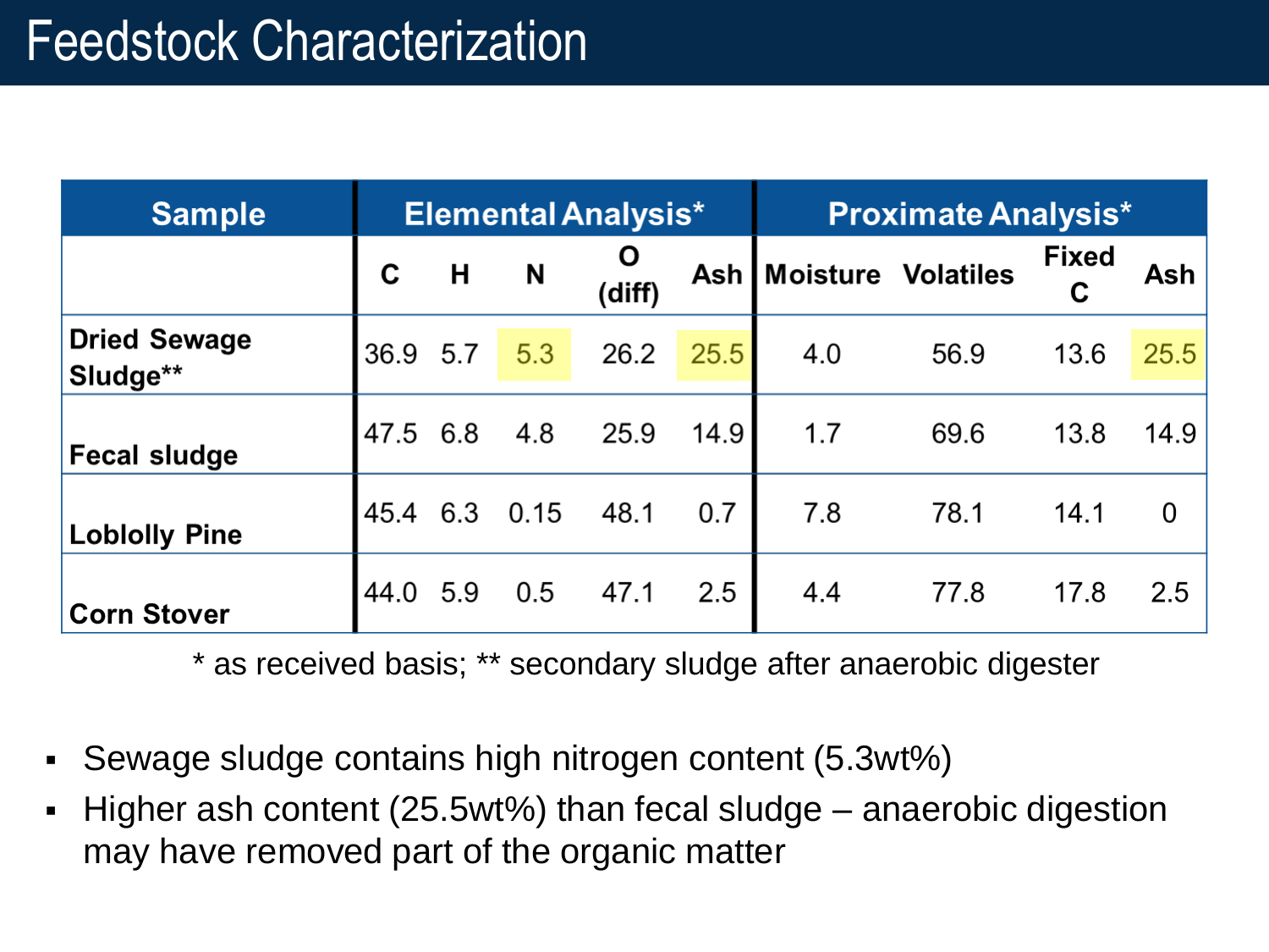# Feedstock Characterization

| Sample | Elemental Analysis* | | | | | Proximate Analysis* | | | |
|---|---|---|---|---|---|---|---|---|---|
| | C | H | N | O (diff) | Ash | Moisture | Volatiles | Fixed C | Ash |
| **Dried Sewage Sludge**** | 36.9 | 5.7 | 5.3 | 26.2 | 25.5 | 4.0 | 56.9 | 13.6 | 25.5 |
| **Fecal sludge** | 47.5 | 6.8 | 4.8 | 25.9 | 14.9 | 1.7 | 69.6 | 13.8 | 14.9 |
| **Loblolly Pine** | 45.4 | 6.3 | 0.15 | 48.1 | 0.7 | 7.8 | 78.1 | 14.1 | 0 |
| **Corn Stover** | 44.0 | 5.9 | 0.5 | 47.1 | 2.5 | 4.4 | 77.8 | 17.8 | 2.5 |

* as received basis; ** secondary sludge after anaerobic digester

- Sewage sludge contains high nitrogen content (5.3wt%)
- Higher ash content (25.5wt%) than fecal sludge – anaerobic digestion may have removed part of the organic matter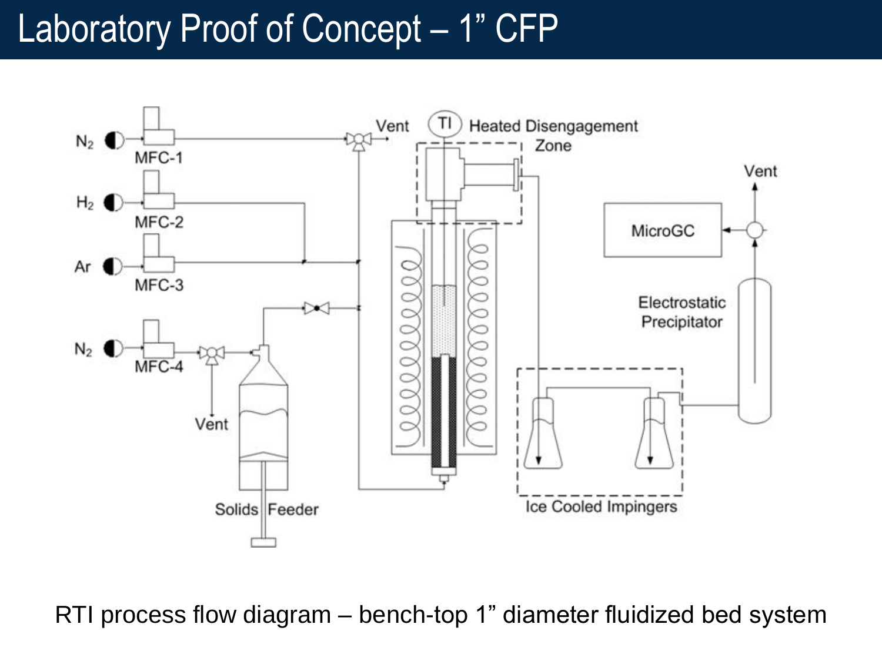# Laboratory Proof of Concept – 1" CFP

$N_2$ — MFC-1 — Vent

$H_2$ — MFC-2

Ar — MFC-3

$N_2$ — MFC-4 — Vent

Solids Feeder

TI — Heated Disengagement Zone

Ice Cooled Impingers

Electrostatic Precipitator

MicroGC

Vent

RTI process flow diagram – bench-top 1" diameter fluidized bed system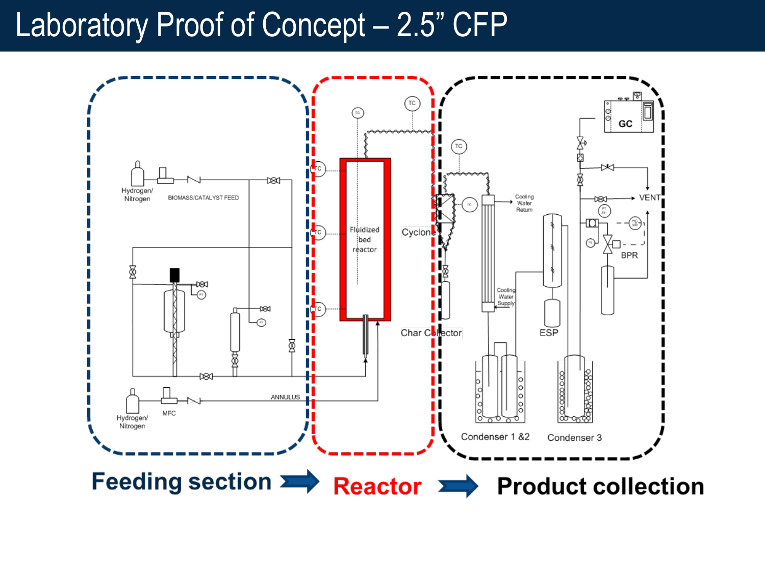# Laboratory Proof of Concept – 2.5” CFP

Hydrogen/ Nitrogen

BIOMASS/CATALYST FEED

Hydrogen/ Nitrogen

MFC

ANNULUS

TC

TC

TC

TC

TC

Fluidized bed reactor

Cyclone

Char Collector

TC

TC

Cooling Water Return

Cooling Water Supply

ESP

GC

VENT

BPR

Condenser 1 &2

Condenser 3

**Feeding section** → **Reactor** → **Product collection**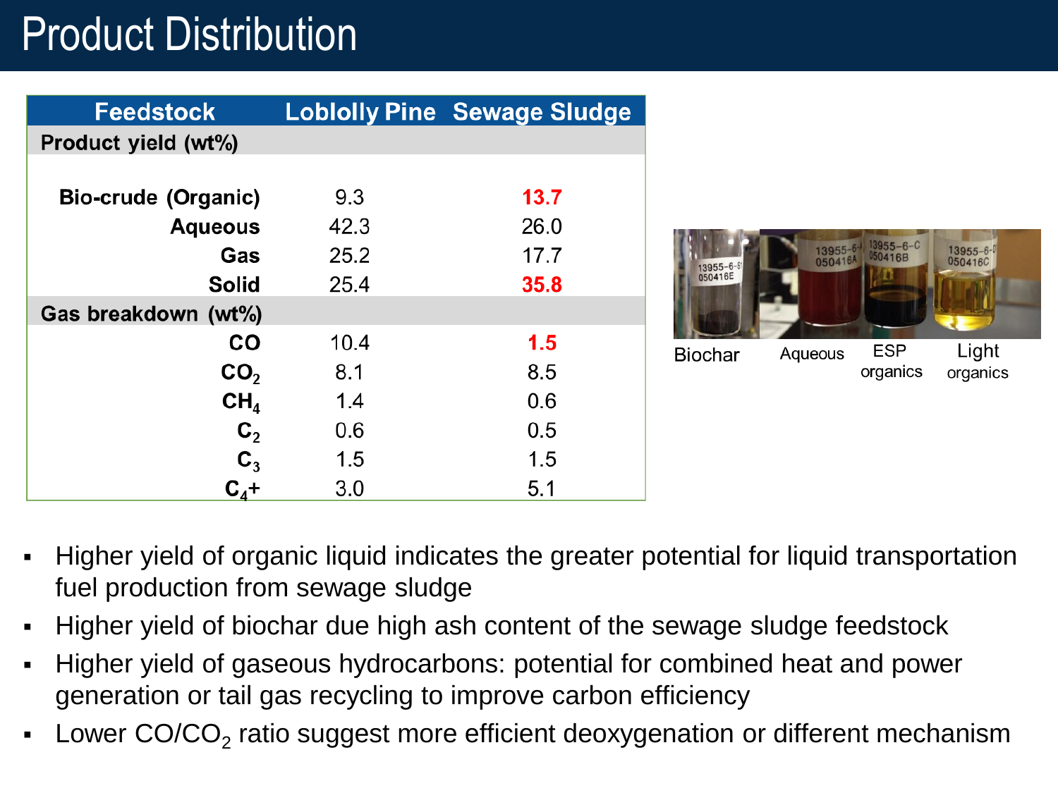# Product Distribution

| Feedstock | Loblolly Pine | Sewage Sludge |
|---|---|---|
| **Product yield (wt%)** | | |
| **Bio-crude (Organic)** | 9.3 | **13.7** |
| **Aqueous** | 42.3 | 26.0 |
| **Gas** | 25.2 | 17.7 |
| **Solid** | 25.4 | **35.8** |
| **Gas breakdown (wt%)** | | |
| **CO** | 10.4 | **1.5** |
| **$CO_2$** | 8.1 | 8.5 |
| **$CH_4$** | 1.4 | 0.6 |
| **$C_2$** | 0.6 | 0.5 |
| **$C_3$** | 1.5 | 1.5 |
| **$C_4$+** | 3.0 | 5.1 |

Biochar Aqueous ESP organics Light organics

- Higher yield of organic liquid indicates the greater potential for liquid transportation fuel production from sewage sludge
- Higher yield of biochar due high ash content of the sewage sludge feedstock
- Higher yield of gaseous hydrocarbons: potential for combined heat and power generation or tail gas recycling to improve carbon efficiency
- Lower CO/$CO_2$ ratio suggest more efficient deoxygenation or different mechanism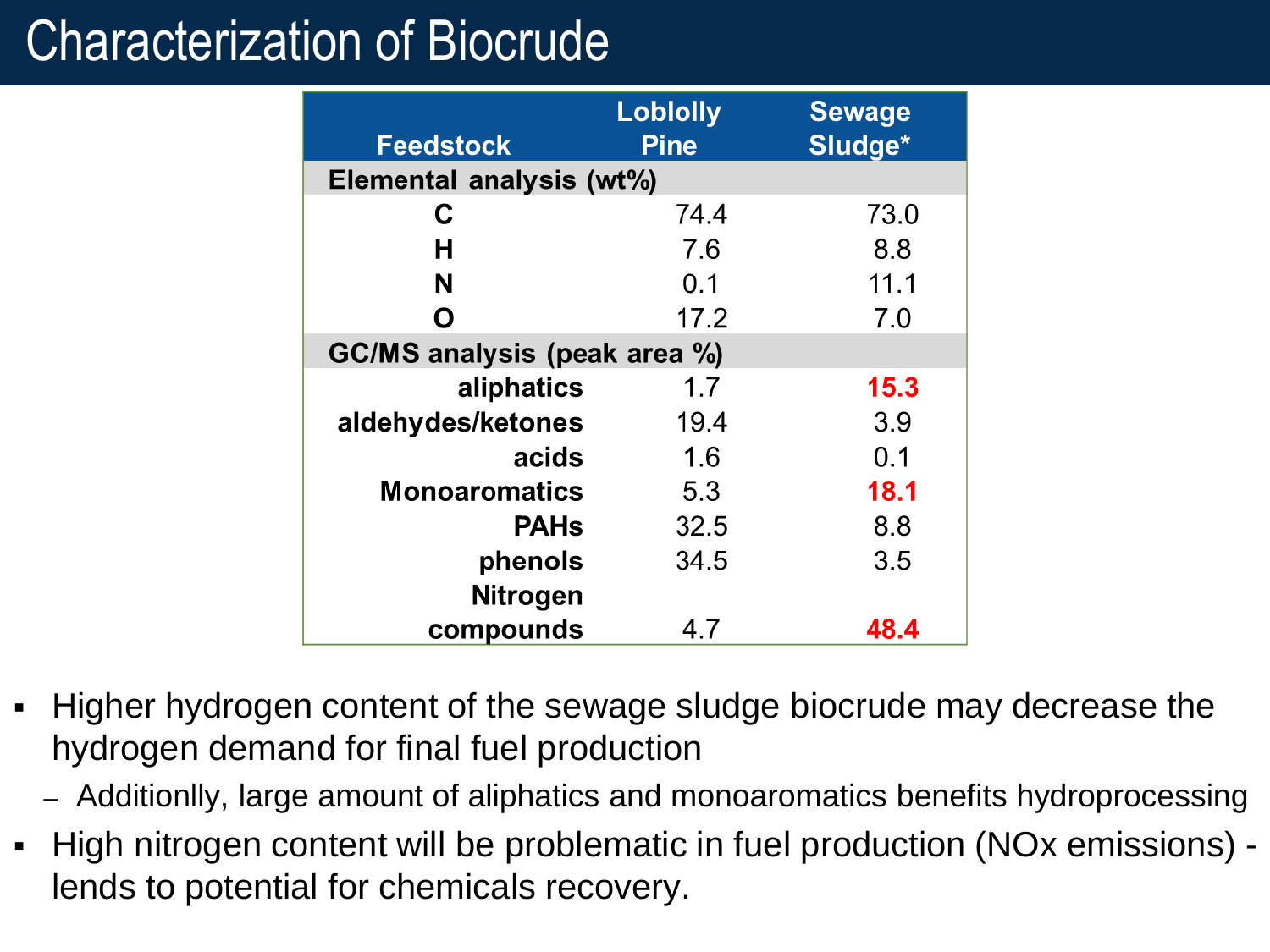# Characterization of Biocrude

| Feedstock | Loblolly Pine | Sewage Sludge* |
|---|---|---|
| **Elemental analysis (wt%)** | | |
| **C** | 74.4 | 73.0 |
| **H** | 7.6 | 8.8 |
| **N** | 0.1 | 11.1 |
| **O** | 17.2 | 7.0 |
| **GC/MS analysis (peak area %)** | | |
| **aliphatics** | 1.7 | **15.3** |
| **aldehydes/ketones** | 19.4 | 3.9 |
| **acids** | 1.6 | 0.1 |
| **Monoaromatics** | 5.3 | **18.1** |
| **PAHs** | 32.5 | 8.8 |
| **phenols** | 34.5 | 3.5 |
| **Nitrogen compounds** | 4.7 | **48.4** |

- Higher hydrogen content of the sewage sludge biocrude may decrease the hydrogen demand for final fuel production
  - Additionlly, large amount of aliphatics and monoaromatics benefits hydroprocessing
- High nitrogen content will be problematic in fuel production (NOx emissions) - lends to potential for chemicals recovery.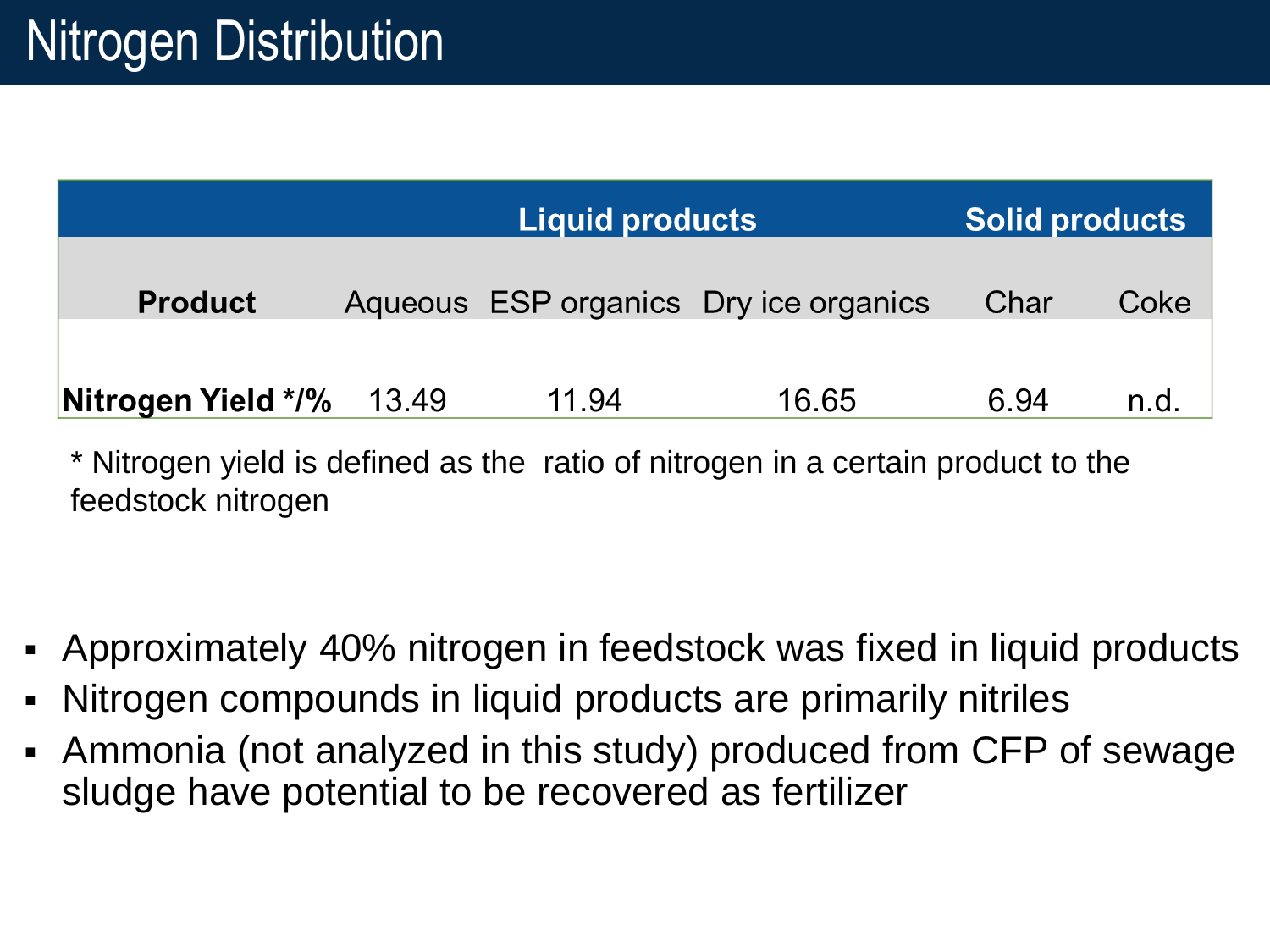# Nitrogen Distribution

| | Liquid products | | | Solid products | |
|---|---|---|---|---|---|
| **Product** | Aqueous | ESP organics | Dry ice organics | Char | Coke |
| **Nitrogen Yield */%** | 13.49 | 11.94 | 16.65 | 6.94 | n.d. |

* Nitrogen yield is defined as the ratio of nitrogen in a certain product to the feedstock nitrogen

- Approximately 40% nitrogen in feedstock was fixed in liquid products
- Nitrogen compounds in liquid products are primarily nitriles
- Ammonia (not analyzed in this study) produced from CFP of sewage sludge have potential to be recovered as fertilizer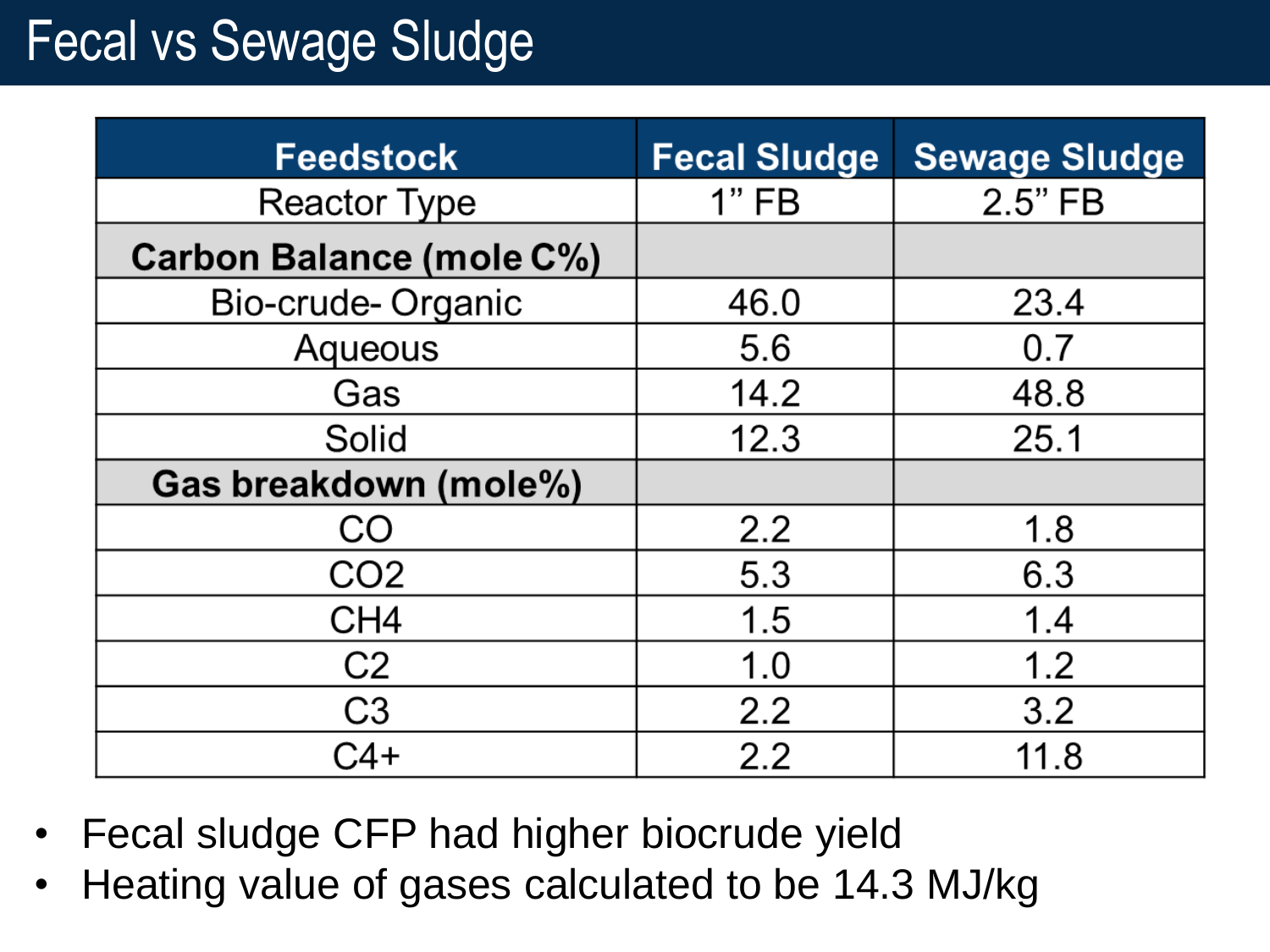# Fecal vs Sewage Sludge

| Feedstock | Fecal Sludge | Sewage Sludge |
|---|---|---|
| Reactor Type | 1" FB | 2.5" FB |
| **Carbon Balance (mole C%)** | | |
| Bio-crude- Organic | 46.0 | 23.4 |
| Aqueous | 5.6 | 0.7 |
| Gas | 14.2 | 48.8 |
| Solid | 12.3 | 25.1 |
| **Gas breakdown (mole%)** | | |
| CO | 2.2 | 1.8 |
| $CO_2$ | 5.3 | 6.3 |
| $CH_4$ | 1.5 | 1.4 |
| C2 | 1.0 | 1.2 |
| C3 | 2.2 | 3.2 |
| C4+ | 2.2 | 11.8 |

- Fecal sludge CFP had higher biocrude yield
- Heating value of gases calculated to be 14.3 MJ/kg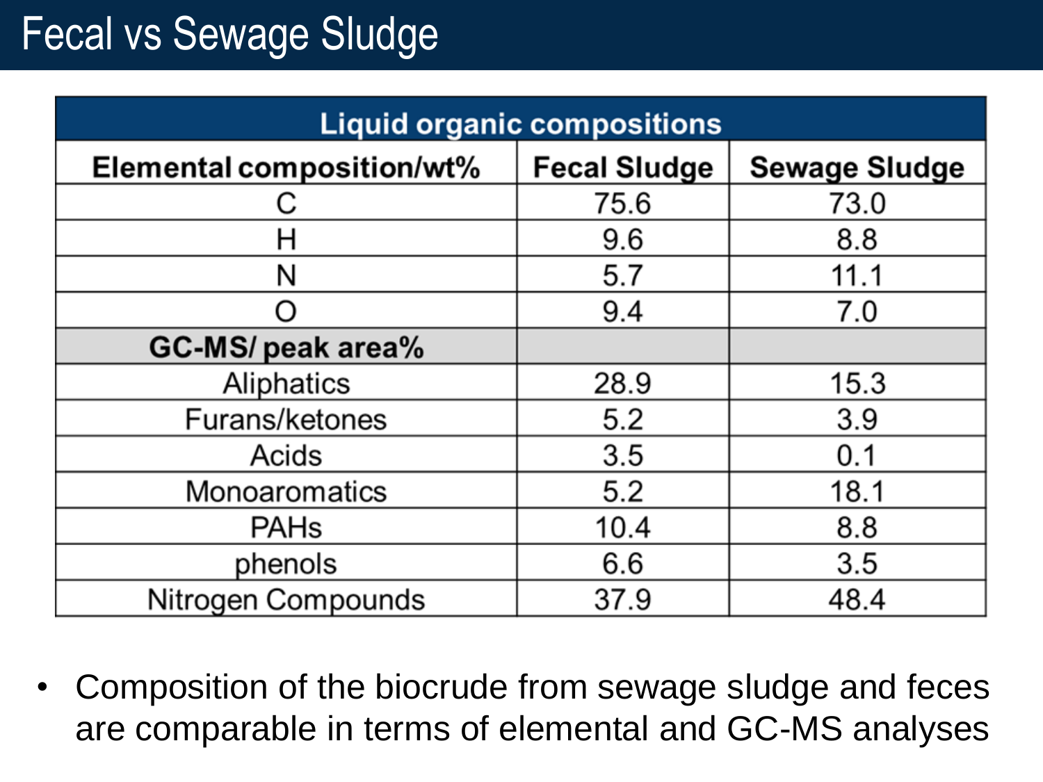# Fecal vs Sewage Sludge

| Liquid organic compositions | | |
|---|---|---|
| **Elemental composition/wt%** | **Fecal Sludge** | **Sewage Sludge** |
| C | 75.6 | 73.0 |
| H | 9.6 | 8.8 |
| N | 5.7 | 11.1 |
| O | 9.4 | 7.0 |
| **GC-MS/ peak area%** | | |
| Aliphatics | 28.9 | 15.3 |
| Furans/ketones | 5.2 | 3.9 |
| Acids | 3.5 | 0.1 |
| Monoaromatics | 5.2 | 18.1 |
| PAHs | 10.4 | 8.8 |
| phenols | 6.6 | 3.5 |
| Nitrogen Compounds | 37.9 | 48.4 |

- Composition of the biocrude from sewage sludge and feces are comparable in terms of elemental and GC-MS analyses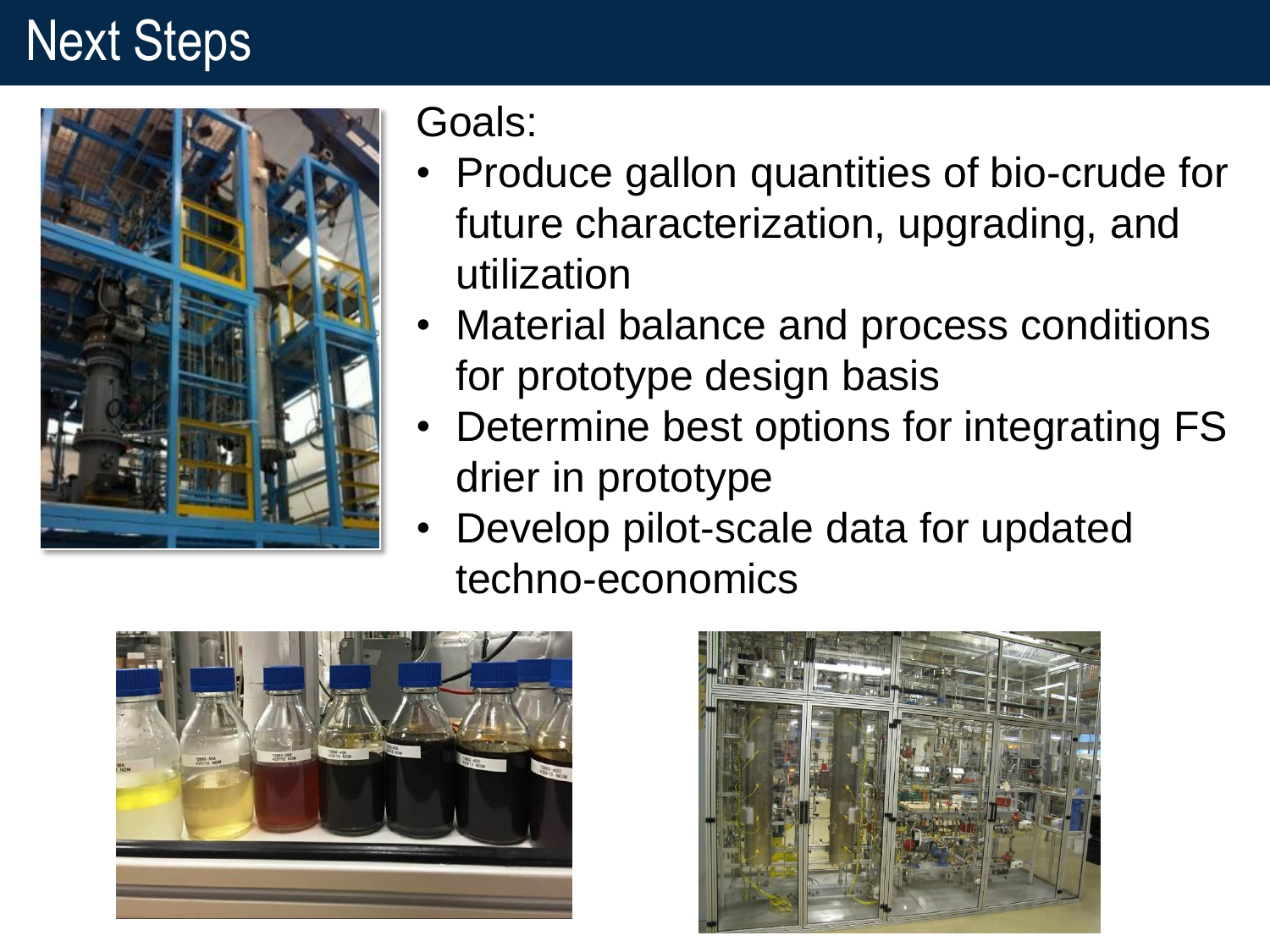# Next Steps

Goals:

- Produce gallon quantities of bio-crude for future characterization, upgrading, and utilization
- Material balance and process conditions for prototype design basis
- Determine best options for integrating FS drier in prototype
- Develop pilot-scale data for updated techno-economics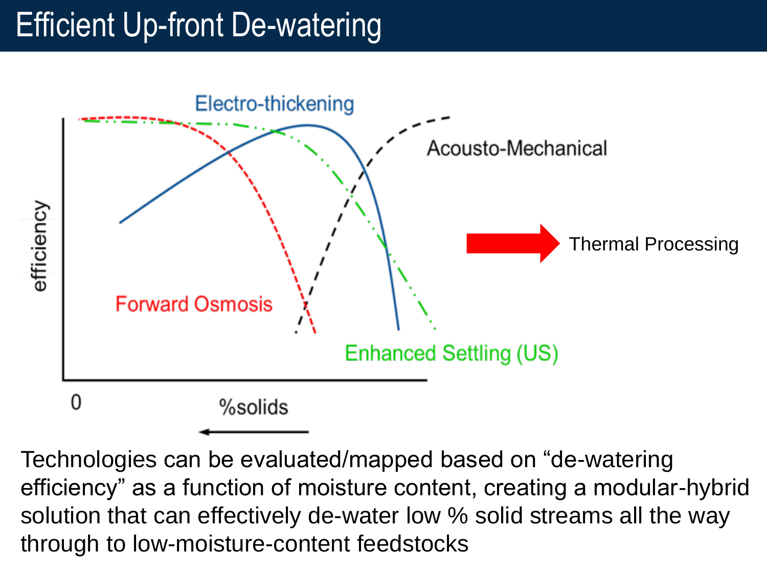# Efficient Up-front De-watering

Electro-thickening

Acousto-Mechanical

Thermal Processing

efficiency

Forward Osmosis

Enhanced Settling (US)

0

%solids

Technologies can be evaluated/mapped based on "de-watering efficiency" as a function of moisture content, creating a modular-hybrid solution that can effectively de-water low % solid streams all the way through to low-moisture-content feedstocks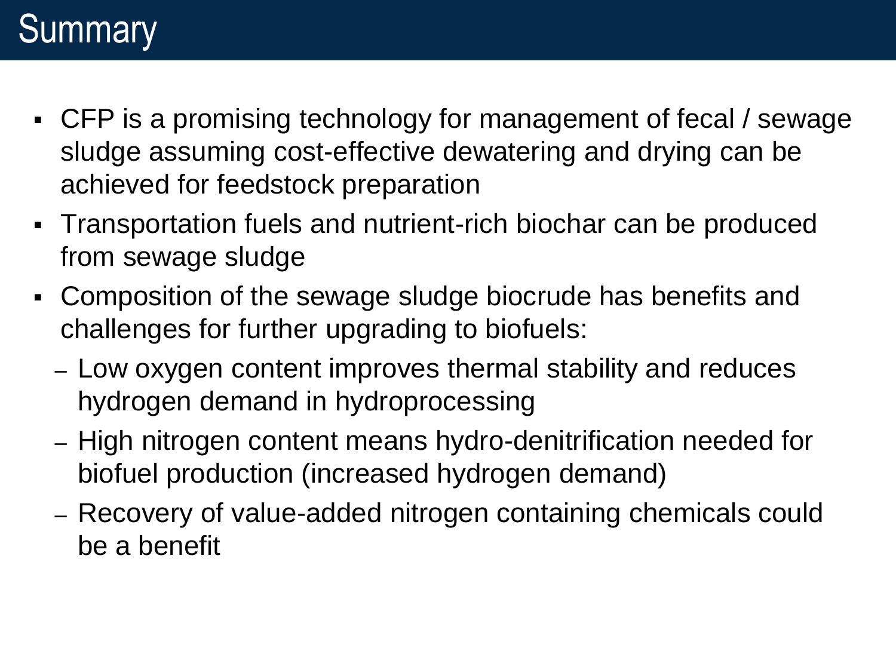# Summary

- CFP is a promising technology for management of fecal / sewage sludge assuming cost-effective dewatering and drying can be achieved for feedstock preparation
- Transportation fuels and nutrient-rich biochar can be produced from sewage sludge
- Composition of the sewage sludge biocrude has benefits and challenges for further upgrading to biofuels:
  - Low oxygen content improves thermal stability and reduces hydrogen demand in hydroprocessing
  - High nitrogen content means hydro-denitrification needed for biofuel production (increased hydrogen demand)
  - Recovery of value-added nitrogen containing chemicals could be a benefit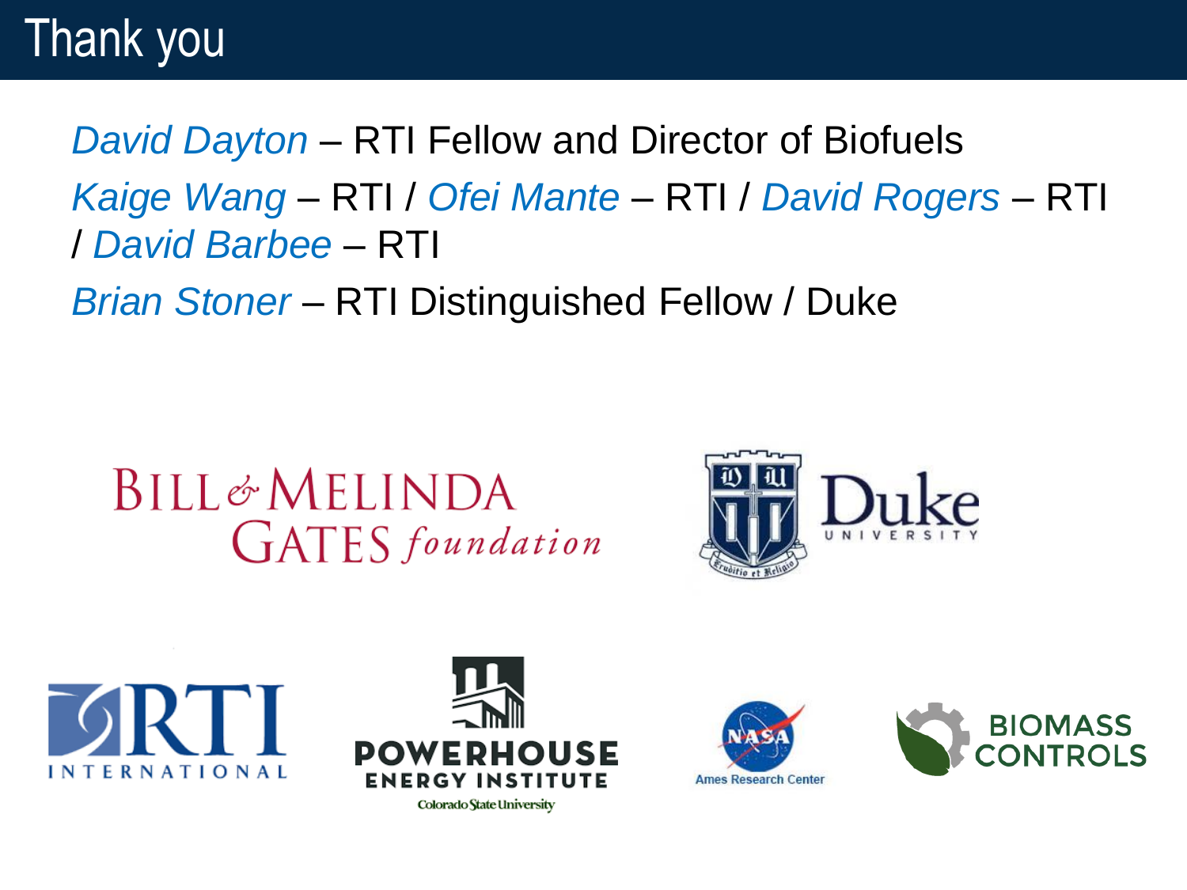# Thank you

*David Dayton* – RTI Fellow and Director of Biofuels

*Kaige Wang* – RTI / *Ofei Mante* – RTI / *David Rogers* – RTI / *David Barbee* – RTI

*Brian Stoner* – RTI Distinguished Fellow / Duke

BILL & MELINDA GATES foundation

Duke UNIVERSITY

RTI INTERNATIONAL

POWERHOUSE ENERGY INSTITUTE Colorado State University

NASA Ames Research Center

BIOMASS CONTROLS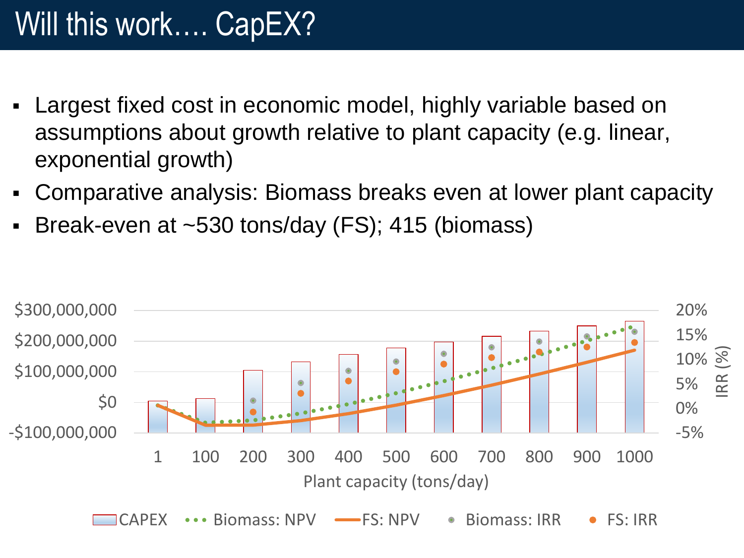# Will this work…. CapEX?

- Largest fixed cost in economic model, highly variable based on assumptions about growth relative to plant capacity (e.g. linear, exponential growth)
- Comparative analysis: Biomass breaks even at lower plant capacity
- Break-even at ~530 tons/day (FS); 415 (biomass)

$300,000,000
$200,000,000
$100,000,000
$0
-$100,000,000

20%
15%
10%
5%
0%
-5%

IRR (%)

1 100 200 300 400 500 600 700 800 900 1000

Plant capacity (tons/day)

CAPEX   Biomass: NPV   FS: NPV   Biomass: IRR   FS: IRR